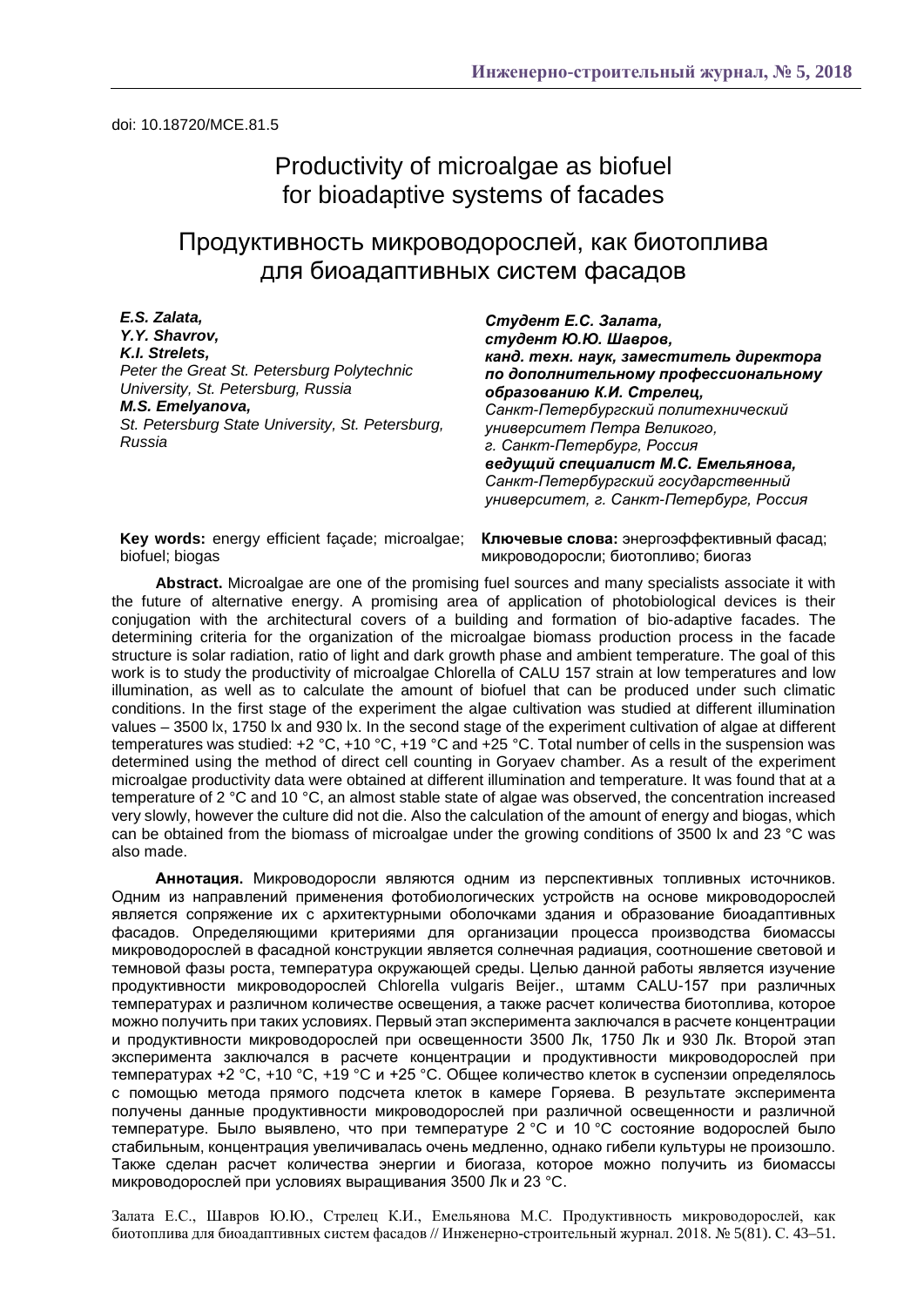doi: 10.18720/MCE.81.5

# Productivity of microalgae as biofuel for bioadaptive systems of facades

# Продуктивность микроводорослей, как биотоплива для биоадаптивных систем фасадов

***E.S. Zalata,***
***Y.Y. Shavrov,***
***K.I. Strelets,***
*Peter the Great St. Petersburg Polytechnic University, St. Petersburg, Russia*
***M.S. Emelyanova,***
*St. Petersburg State University, St. Petersburg, Russia*

***Студент Е.С. Залата,***
***студент Ю.Ю. Шавров,***
***канд. техн. наук, заместитель директора по дополнительному профессиональному образованию К.И. Стрелец,***
*Санкт-Петербургский политехнический университет Петра Великого, г. Санкт-Петербург, Россия*
***ведущий специалист М.С. Емельянова,***
*Санкт-Петербургский государственный университет, г. Санкт-Петербург, Россия*

**Key words:** energy efficient façade; microalgae; biofuel; biogas

**Ключевые слова:** энергоэффективный фасад; микроводоросли; биотопливо; биогаз

**Abstract.** Microalgae are one of the promising fuel sources and many specialists associate it with the future of alternative energy. A promising area of application of photobiological devices is their conjugation with the architectural covers of a building and formation of bio-adaptive facades. The determining criteria for the organization of the microalgae biomass production process in the facade structure is solar radiation, ratio of light and dark growth phase and ambient temperature. The goal of this work is to study the productivity of microalgae Chlorella of CALU 157 strain at low temperatures and low illumination, as well as to calculate the amount of biofuel that can be produced under such climatic conditions. In the first stage of the experiment the algae cultivation was studied at different illumination values – 3500 lx, 1750 lx and 930 lx. In the second stage of the experiment cultivation of algae at different temperatures was studied: +2 °C, +10 °C, +19 °C and +25 °C. Total number of cells in the suspension was determined using the method of direct cell counting in Goryaev chamber. As a result of the experiment microalgae productivity data were obtained at different illumination and temperature. It was found that at a temperature of 2 °C and 10 °C, an almost stable state of algae was observed, the concentration increased very slowly, however the culture did not die. Also the calculation of the amount of energy and biogas, which can be obtained from the biomass of microalgae under the growing conditions of 3500 lx and 23 °C was also made.

**Аннотация.** Микроводоросли являются одним из перспективных топливных источников. Одним из направлений применения фотобиологических устройств на основе микроводорослей является сопряжение их с архитектурными оболочками здания и образование биоадаптивных фасадов. Определяющими критериями для организации процесса производства биомассы микроводорослей в фасадной конструкции является солнечная радиация, соотношение световой и темновой фазы роста, температура окружающей среды. Целью данной работы является изучение продуктивности микроводорослей Chlorella vulgaris Beijer., штамм CALU-157 при различных температурах и различном количестве освещения, а также расчет количества биотоплива, которое можно получить при таких условиях. Первый этап эксперимента заключался в расчете концентрации и продуктивности микроводорослей при освещенности 3500 Лк, 1750 Лк и 930 Лк. Второй этап эксперимента заключался в расчете концентрации и продуктивности микроводорослей при температурах +2 °C, +10 °C, +19 °C и +25 °C. Общее количество клеток в суспензии определялось с помощью метода прямого подсчета клеток в камере Горяева. В результате эксперимента получены данные продуктивности микроводорослей при различной освещенности и различной температуре. Было выявлено, что при температуре 2 °C и 10 °C состояние водорослей было стабильным, концентрация увеличивалась очень медленно, однако гибели культуры не произошло. Также сделан расчет количества энергии и биогаза, которое можно получить из биомассы микроводорослей при условиях выращивания 3500 Лк и 23 °C.

Залата Е.С., Шавров Ю.Ю., Стрелец К.И., Емельянова М.С. Продуктивность микроводорослей, как биотоплива для биоадаптивных систем фасадов // Инженерно-строительный журнал. 2018. № 5(81). С. 43–51.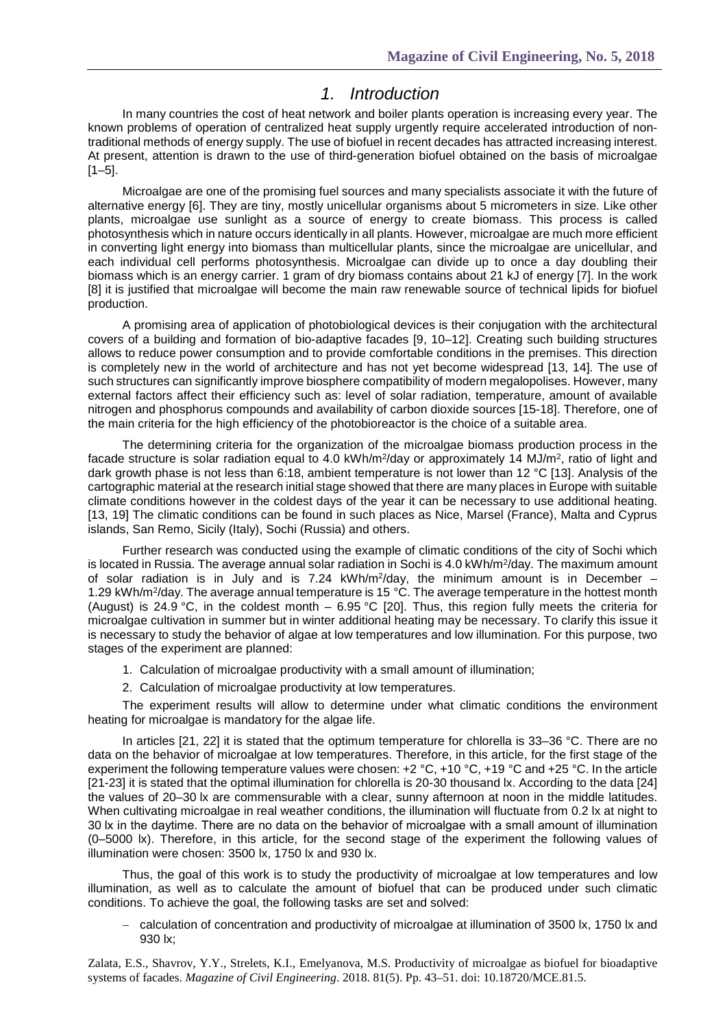# 1. Introduction

In many countries the cost of heat network and boiler plants operation is increasing every year. The known problems of operation of centralized heat supply urgently require accelerated introduction of non-traditional methods of energy supply. The use of biofuel in recent decades has attracted increasing interest. At present, attention is drawn to the use of third-generation biofuel obtained on the basis of microalgae [1–5].

Microalgae are one of the promising fuel sources and many specialists associate it with the future of alternative energy [6]. They are tiny, mostly unicellular organisms about 5 micrometers in size. Like other plants, microalgae use sunlight as a source of energy to create biomass. This process is called photosynthesis which in nature occurs identically in all plants. However, microalgae are much more efficient in converting light energy into biomass than multicellular plants, since the microalgae are unicellular, and each individual cell performs photosynthesis. Microalgae can divide up to once a day doubling their biomass which is an energy carrier. 1 gram of dry biomass contains about 21 kJ of energy [7]. In the work [8] it is justified that microalgae will become the main raw renewable source of technical lipids for biofuel production.

A promising area of application of photobiological devices is their conjugation with the architectural covers of a building and formation of bio-adaptive facades [9, 10–12]. Creating such building structures allows to reduce power consumption and to provide comfortable conditions in the premises. This direction is completely new in the world of architecture and has not yet become widespread [13, 14]. The use of such structures can significantly improve biosphere compatibility of modern megalopolises. However, many external factors affect their efficiency such as: level of solar radiation, temperature, amount of available nitrogen and phosphorus compounds and availability of carbon dioxide sources [15-18]. Therefore, one of the main criteria for the high efficiency of the photobioreactor is the choice of a suitable area.

The determining criteria for the organization of the microalgae biomass production process in the facade structure is solar radiation equal to 4.0 kWh/m$^2$/day or approximately 14 MJ/m$^2$, ratio of light and dark growth phase is not less than 6:18, ambient temperature is not lower than 12 °C [13]. Analysis of the cartographic material at the research initial stage showed that there are many places in Europe with suitable climate conditions however in the coldest days of the year it can be necessary to use additional heating. [13, 19] The climatic conditions can be found in such places as Nice, Marsel (France), Malta and Cyprus islands, San Remo, Sicily (Italy), Sochi (Russia) and others.

Further research was conducted using the example of climatic conditions of the city of Sochi which is located in Russia. The average annual solar radiation in Sochi is 4.0 kWh/m$^2$/day. The maximum amount of solar radiation is in July and is 7.24 kWh/m$^2$/day, the minimum amount is in December – 1.29 kWh/m$^2$/day. The average annual temperature is 15 °C. The average temperature in the hottest month (August) is 24.9 °C, in the coldest month – 6.95 °C [20]. Thus, this region fully meets the criteria for microalgae cultivation in summer but in winter additional heating may be necessary. To clarify this issue it is necessary to study the behavior of algae at low temperatures and low illumination. For this purpose, two stages of the experiment are planned:

1. Calculation of microalgae productivity with a small amount of illumination;
2. Calculation of microalgae productivity at low temperatures.

The experiment results will allow to determine under what climatic conditions the environment heating for microalgae is mandatory for the algae life.

In articles [21, 22] it is stated that the optimum temperature for chlorella is 33–36 °C. There are no data on the behavior of microalgae at low temperatures. Therefore, in this article, for the first stage of the experiment the following temperature values were chosen: +2 °C, +10 °C, +19 °C and +25 °C. In the article [21-23] it is stated that the optimal illumination for chlorella is 20-30 thousand lx. According to the data [24] the values of 20–30 lx are commensurable with a clear, sunny afternoon at noon in the middle latitudes. When cultivating microalgae in real weather conditions, the illumination will fluctuate from 0.2 lx at night to 30 lx in the daytime. There are no data on the behavior of microalgae with a small amount of illumination (0–5000 lx). Therefore, in this article, for the second stage of the experiment the following values of illumination were chosen: 3500 lx, 1750 lx and 930 lx.

Thus, the goal of this work is to study the productivity of microalgae at low temperatures and low illumination, as well as to calculate the amount of biofuel that can be produced under such climatic conditions. To achieve the goal, the following tasks are set and solved:

- calculation of concentration and productivity of microalgae at illumination of 3500 lx, 1750 lx and 930 lx;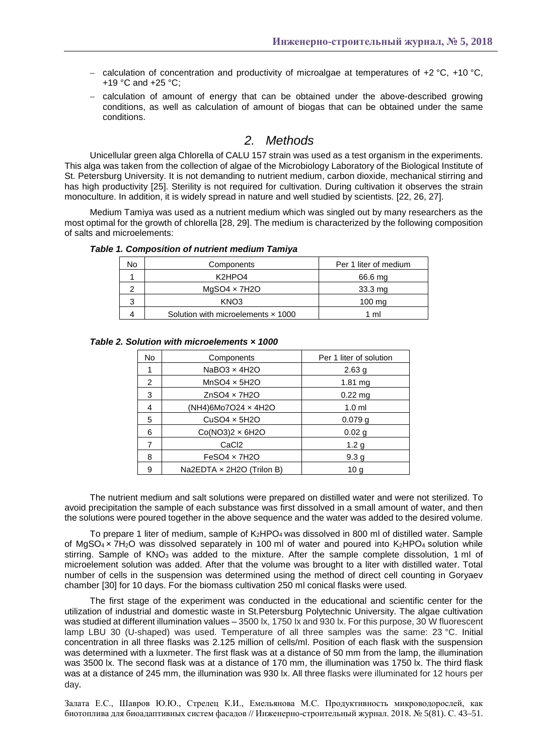- calculation of concentration and productivity of microalgae at temperatures of +2 °C, +10 °C, +19 °C and +25 °C;
- calculation of amount of energy that can be obtained under the above-described growing conditions, as well as calculation of amount of biogas that can be obtained under the same conditions.

## 2. Methods

Unicellular green alga Chlorella of CALU 157 strain was used as a test organism in the experiments. This alga was taken from the collection of algae of the Microbiology Laboratory of the Biological Institute of St. Petersburg University. It is not demanding to nutrient medium, carbon dioxide, mechanical stirring and has high productivity [25]. Sterility is not required for cultivation. During cultivation it observes the strain monoculture. In addition, it is widely spread in nature and well studied by scientists. [22, 26, 27].

Medium Tamiya was used as a nutrient medium which was singled out by many researchers as the most optimal for the growth of chlorella [28, 29]. The medium is characterized by the following composition of salts and microelements:

***Table 1. Composition of nutrient medium Tamiya***

| No | Components | Per 1 liter of medium |
|---|---|---|
| 1 | K2HPO4 | 66.6 mg |
| 2 | MgSO4 × 7H2O | 33.3 mg |
| 3 | KNO3 | 100 mg |
| 4 | Solution with microelements × 1000 | 1 ml |

***Table 2. Solution with microelements × 1000***

| No | Components | Per 1 liter of solution |
|---|---|---|
| 1 | NaBO3 × 4H2O | 2.63 g |
| 2 | MnSO4 × 5H2O | 1.81 mg |
| 3 | ZnSO4 × 7H2O | 0.22 mg |
| 4 | (NH4)6Mo7O24 × 4H2O | 1.0 ml |
| 5 | CuSO4 × 5H2O | 0.079 g |
| 6 | Co(NO3)2 × 6H2O | 0.02 g |
| 7 | CaCl2 | 1.2 g |
| 8 | FeSO4 × 7H2O | 9.3 g |
| 9 | Na2EDTA × 2H2O (Trilon B) | 10 g |

The nutrient medium and salt solutions were prepared on distilled water and were not sterilized. To avoid precipitation the sample of each substance was first dissolved in a small amount of water, and then the solutions were poured together in the above sequence and the water was added to the desired volume.

To prepare 1 liter of medium, sample of $K_2HPO_4$ was dissolved in 800 ml of distilled water. Sample of $MgSO_4 \times 7H_2O$ was dissolved separately in 100 ml of water and poured into $K_2HPO_4$ solution while stirring. Sample of $KNO_3$ was added to the mixture. After the sample complete dissolution, 1 ml of microelement solution was added. After that the volume was brought to a liter with distilled water. Total number of cells in the suspension was determined using the method of direct cell counting in Goryaev chamber [30] for 10 days. For the biomass cultivation 250 ml conical flasks were used.

The first stage of the experiment was conducted in the educational and scientific center for the utilization of industrial and domestic waste in St.Petersburg Polytechnic University. The algae cultivation was studied at different illumination values – 3500 lx, 1750 lx and 930 lx. For this purpose, 30 W fluorescent lamp LBU 30 (U-shaped) was used. Temperature of all three samples was the same: 23 °C. Initial concentration in all three flasks was 2.125 million of cells/ml. Position of each flask with the suspension was determined with a luxmeter. The first flask was at a distance of 50 mm from the lamp, the illumination was 3500 lx. The second flask was at a distance of 170 mm, the illumination was 1750 lx. The third flask was at a distance of 245 mm, the illumination was 930 lx. All three flasks were illuminated for 12 hours per day.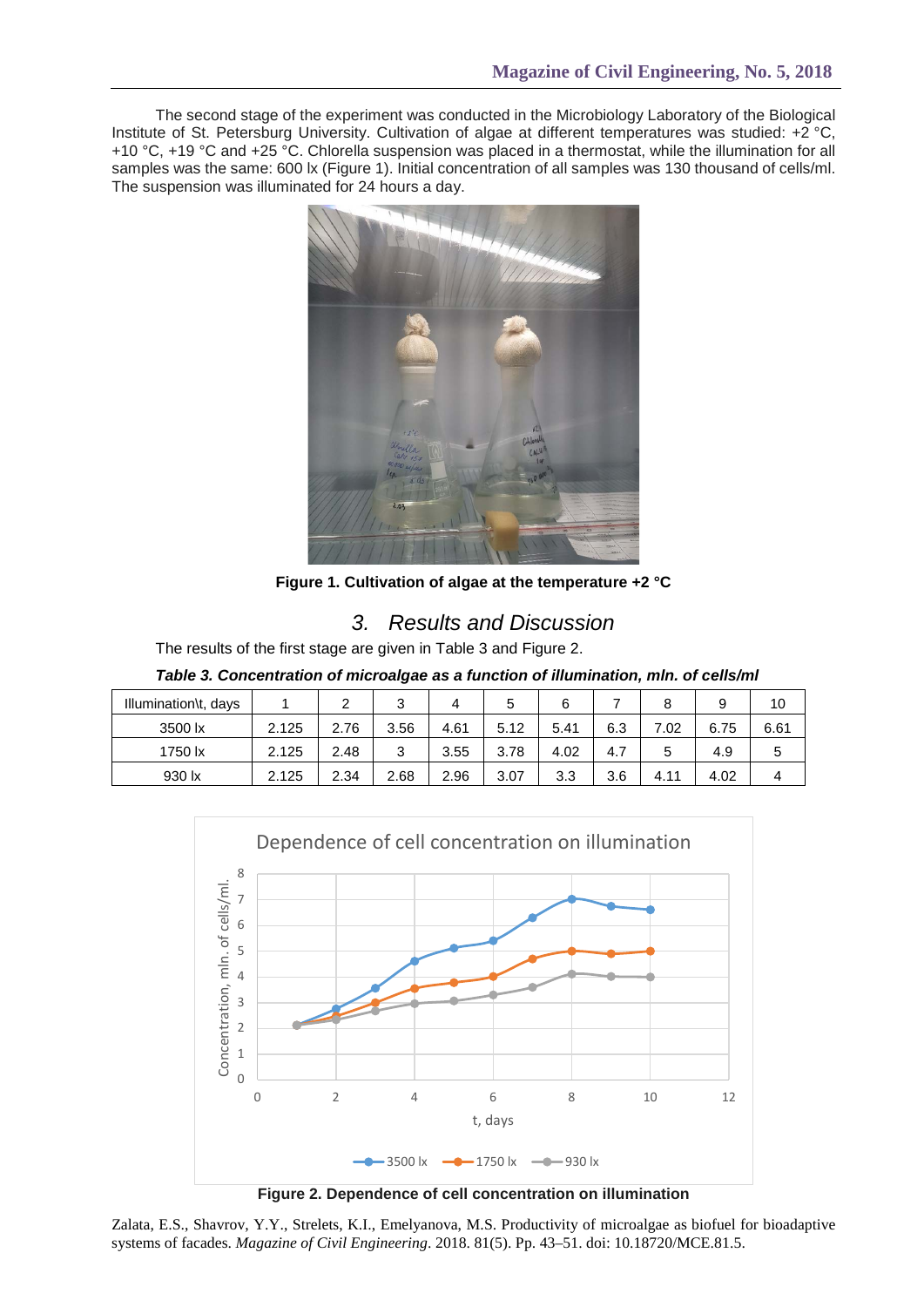The second stage of the experiment was conducted in the Microbiology Laboratory of the Biological Institute of St. Petersburg University. Cultivation of algae at different temperatures was studied: +2 °C, +10 °C, +19 °C and +25 °C. Chlorella suspension was placed in a thermostat, while the illumination for all samples was the same: 600 lx (Figure 1). Initial concentration of all samples was 130 thousand of cells/ml. The suspension was illuminated for 24 hours a day.

**Figure 1. Cultivation of algae at the temperature +2 °C**

## 3. Results and Discussion

The results of the first stage are given in Table 3 and Figure 2.

***Table 3. Concentration of microalgae as a function of illumination, mln. of cells/ml***

| Illumination\t, days | 1 | 2 | 3 | 4 | 5 | 6 | 7 | 8 | 9 | 10 |
|---|---|---|---|---|---|---|---|---|---|---|
| 3500 lx | 2.125 | 2.76 | 3.56 | 4.61 | 5.12 | 5.41 | 6.3 | 7.02 | 6.75 | 6.61 |
| 1750 lx | 2.125 | 2.48 | 3 | 3.55 | 3.78 | 4.02 | 4.7 | 5 | 4.9 | 5 |
| 930 lx | 2.125 | 2.34 | 2.68 | 2.96 | 3.07 | 3.3 | 3.6 | 4.11 | 4.02 | 4 |

Dependence of cell concentration on illumination

Concentration, mln. of cells/ml.

8
7
6
5
4
3
2
1
0

0 2 4 6 8 10 12

t, days

3500 lx 1750 lx 930 lx

**Figure 2. Dependence of cell concentration on illumination**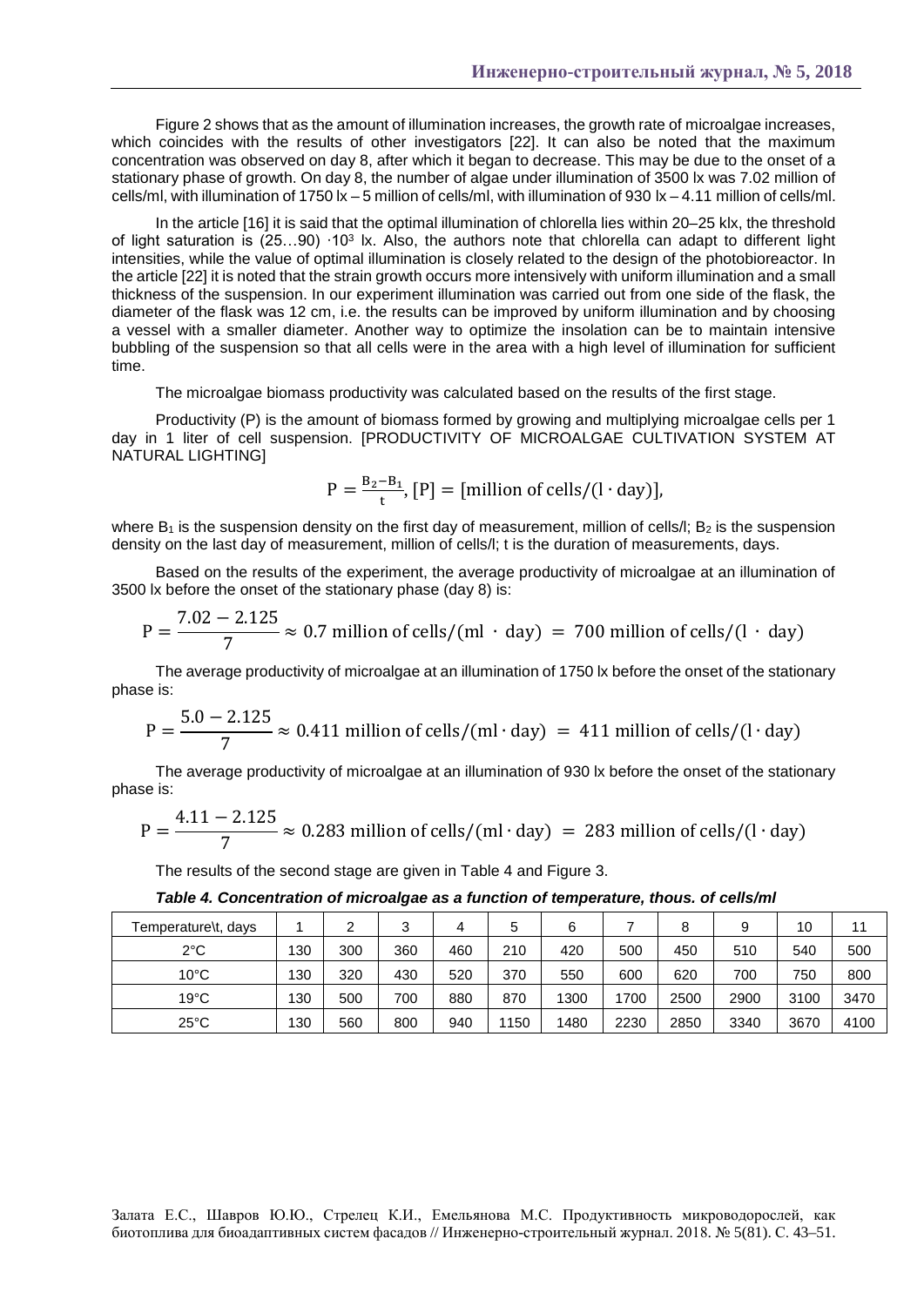Figure 2 shows that as the amount of illumination increases, the growth rate of microalgae increases, which coincides with the results of other investigators [22]. It can also be noted that the maximum concentration was observed on day 8, after which it began to decrease. This may be due to the onset of a stationary phase of growth. On day 8, the number of algae under illumination of 3500 lx was 7.02 million of cells/ml, with illumination of 1750 lx – 5 million of cells/ml, with illumination of 930 lx – 4.11 million of cells/ml.

In the article [16] it is said that the optimal illumination of chlorella lies within 20–25 klx, the threshold of light saturation is (25…90) $\cdot 10^3$ lx. Also, the authors note that chlorella can adapt to different light intensities, while the value of optimal illumination is closely related to the design of the photobioreactor. In the article [22] it is noted that the strain growth occurs more intensively with uniform illumination and a small thickness of the suspension. In our experiment illumination was carried out from one side of the flask, the diameter of the flask was 12 cm, i.e. the results can be improved by uniform illumination and by choosing a vessel with a smaller diameter. Another way to optimize the insolation can be to maintain intensive bubbling of the suspension so that all cells were in the area with a high level of illumination for sufficient time.

The microalgae biomass productivity was calculated based on the results of the first stage.

Productivity (P) is the amount of biomass formed by growing and multiplying microalgae cells per 1 day in 1 liter of cell suspension. [PRODUCTIVITY OF MICROALGAE CULTIVATION SYSTEM AT NATURAL LIGHTING]

$$\mathrm{P} = \frac{\mathrm{B}_2 - \mathrm{B}_1}{\mathrm{t}}, [\mathrm{P}] = [\text{million of cells}/(\mathrm{l} \cdot \text{day})],$$

where $B_1$ is the suspension density on the first day of measurement, million of cells/l; $B_2$ is the suspension density on the last day of measurement, million of cells/l; t is the duration of measurements, days.

Based on the results of the experiment, the average productivity of microalgae at an illumination of 3500 lx before the onset of the stationary phase (day 8) is:

$$\mathrm{P} = \frac{7.02 - 2.125}{7} \approx 0.7 \text{ million of cells}/(\mathrm{ml} \cdot \text{day}) = 700 \text{ million of cells}/(\mathrm{l} \cdot \text{day})$$

The average productivity of microalgae at an illumination of 1750 lx before the onset of the stationary phase is:

$$\mathrm{P} = \frac{5.0 - 2.125}{7} \approx 0.411 \text{ million of cells}/(\mathrm{ml} \cdot \text{day}) = 411 \text{ million of cells}/(\mathrm{l} \cdot \text{day})$$

The average productivity of microalgae at an illumination of 930 lx before the onset of the stationary phase is:

$$\mathrm{P} = \frac{4.11 - 2.125}{7} \approx 0.283 \text{ million of cells}/(\mathrm{ml} \cdot \text{day}) = 283 \text{ million of cells}/(\mathrm{l} \cdot \text{day})$$

The results of the second stage are given in Table 4 and Figure 3.

***Table 4. Concentration of microalgae as a function of temperature, thous. of cells/ml***

| Temperature\t, days | 1 | 2 | 3 | 4 | 5 | 6 | 7 | 8 | 9 | 10 | 11 |
|---|---|---|---|---|---|---|---|---|---|---|---|
| 2°C | 130 | 300 | 360 | 460 | 210 | 420 | 500 | 450 | 510 | 540 | 500 |
| 10°C | 130 | 320 | 430 | 520 | 370 | 550 | 600 | 620 | 700 | 750 | 800 |
| 19°C | 130 | 500 | 700 | 880 | 870 | 1300 | 1700 | 2500 | 2900 | 3100 | 3470 |
| 25°C | 130 | 560 | 800 | 940 | 1150 | 1480 | 2230 | 2850 | 3340 | 3670 | 4100 |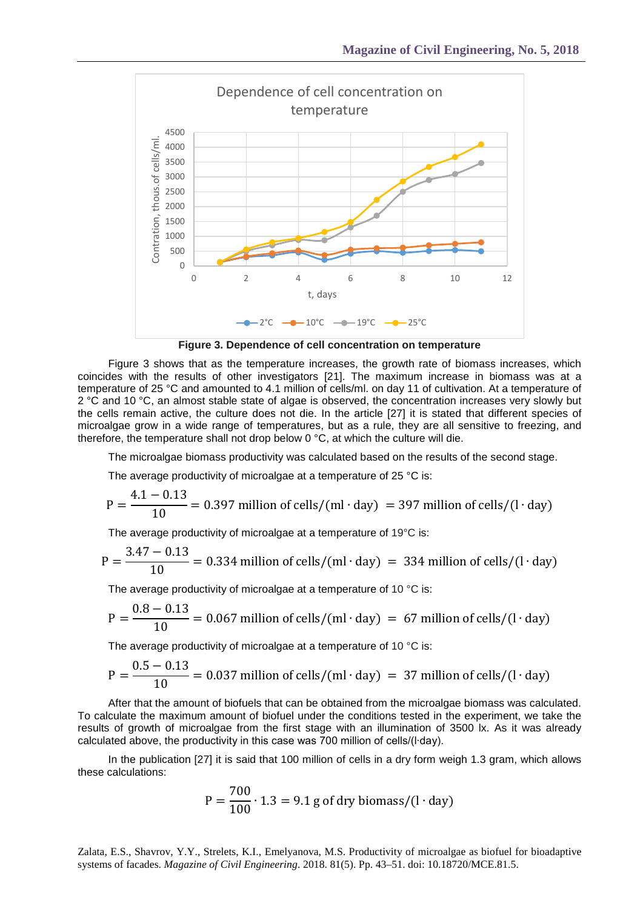Dependence of cell concentration on temperature

Contration, thous.of cells/ml.

4500
4000
3500
3000
2500
2000
1500
1000
500
0

0 2 4 6 8 10 12

t, days

2°C 10°C 19°C 25°C

**Figure 3. Dependence of cell concentration on temperature**

Figure 3 shows that as the temperature increases, the growth rate of biomass increases, which coincides with the results of other investigators [21]. The maximum increase in biomass was at a temperature of 25 °C and amounted to 4.1 million of cells/ml. on day 11 of cultivation. At a temperature of 2 °C and 10 °C, an almost stable state of algae is observed, the concentration increases very slowly but the cells remain active, the culture does not die. In the article [27] it is stated that different species of microalgae grow in a wide range of temperatures, but as a rule, they are all sensitive to freezing, and therefore, the temperature shall not drop below 0 °C, at which the culture will die.

The microalgae biomass productivity was calculated based on the results of the second stage.

The average productivity of microalgae at a temperature of 25 °C is:

$$P = \frac{4.1 - 0.13}{10} = 0.397 \text{ million of cells}/(\text{ml} \cdot \text{day}) = 397 \text{ million of cells}/(\text{l} \cdot \text{day})$$

The average productivity of microalgae at a temperature of 19°C is:

$$P = \frac{3.47 - 0.13}{10} = 0.334 \text{ million of cells}/(\text{ml} \cdot \text{day}) = 334 \text{ million of cells}/(\text{l} \cdot \text{day})$$

The average productivity of microalgae at a temperature of 10 °C is:

$$P = \frac{0.8 - 0.13}{10} = 0.067 \text{ million of cells}/(\text{ml} \cdot \text{day}) = 67 \text{ million of cells}/(\text{l} \cdot \text{day})$$

The average productivity of microalgae at a temperature of 10 °C is:

$$P = \frac{0.5 - 0.13}{10} = 0.037 \text{ million of cells}/(\text{ml} \cdot \text{day}) = 37 \text{ million of cells}/(\text{l} \cdot \text{day})$$

After that the amount of biofuels that can be obtained from the microalgae biomass was calculated. To calculate the maximum amount of biofuel under the conditions tested in the experiment, we take the results of growth of microalgae from the first stage with an illumination of 3500 lx. As it was already calculated above, the productivity in this case was 700 million of cells/(l·day).

In the publication [27] it is said that 100 million of cells in a dry form weigh 1.3 gram, which allows these calculations:

$$P = \frac{700}{100} \cdot 1.3 = 9.1 \text{ g of dry biomass}/(\text{l} \cdot \text{day})$$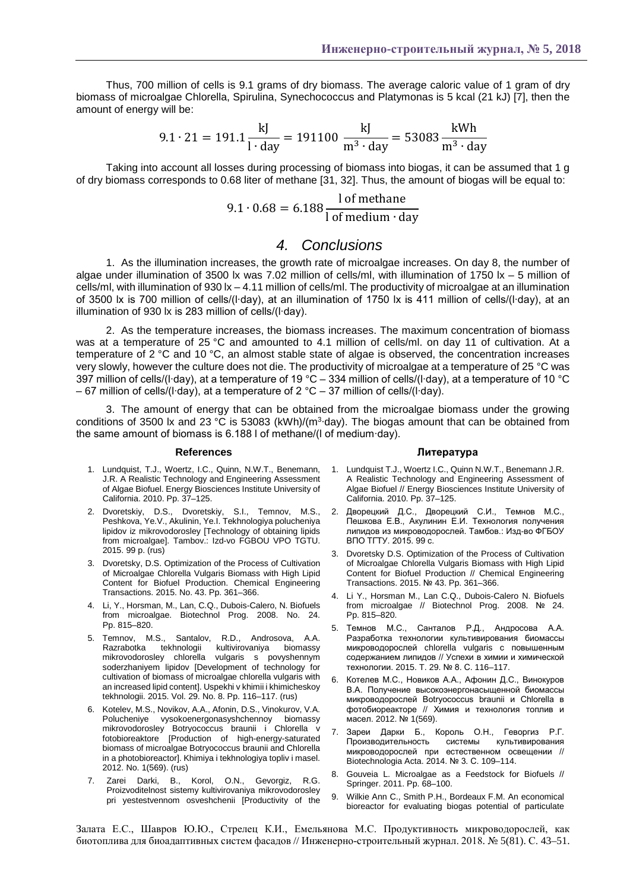Thus, 700 million of cells is 9.1 grams of dry biomass. The average caloric value of 1 gram of dry biomass of microalgae Chlorella, Spirulina, Synechococcus and Platymonas is 5 kcal (21 kJ) [7], then the amount of energy will be:

$$9.1 \cdot 21 = 191.1 \frac{\text{kJ}}{\text{l} \cdot \text{day}} = 191100 \frac{\text{kJ}}{\text{m}^3 \cdot \text{day}} = 53083 \frac{\text{kWh}}{\text{m}^3 \cdot \text{day}}$$

Taking into account all losses during processing of biomass into biogas, it can be assumed that 1 g of dry biomass corresponds to 0.68 liter of methane [31, 32]. Thus, the amount of biogas will be equal to:

$$9.1 \cdot 0.68 = 6.188 \frac{\text{l of methane}}{\text{l of medium} \cdot \text{day}}$$

## *4. Conclusions*

1. As the illumination increases, the growth rate of microalgae increases. On day 8, the number of algae under illumination of 3500 lx was 7.02 million of cells/ml, with illumination of 1750 lx – 5 million of cells/ml, with illumination of 930 lx – 4.11 million of cells/ml. The productivity of microalgae at an illumination of 3500 lx is 700 million of cells/(l·day), at an illumination of 1750 lx is 411 million of cells/(l·day), at an illumination of 930 lx is 283 million of cells/(l·day).

2. As the temperature increases, the biomass increases. The maximum concentration of biomass was at a temperature of 25 °C and amounted to 4.1 million of cells/ml. on day 11 of cultivation. At a temperature of 2 °C and 10 °C, an almost stable state of algae is observed, the concentration increases very slowly, however the culture does not die. The productivity of microalgae at a temperature of 25 °C was 397 million of cells/(l·day), at a temperature of 19 °C – 334 million of cells/(l·day), at a temperature of 10 °C – 67 million of cells/(l·day), at a temperature of 2 °C – 37 million of cells/(l·day).

3. The amount of energy that can be obtained from the microalgae biomass under the growing conditions of 3500 lx and 23 °C is 53083 (kWh)/($m^3$·day). The biogas amount that can be obtained from the same amount of biomass is 6.188 l of methane/(l of medium·day).

### References

1. Lundquist, T.J., Woertz, I.C., Quinn, N.W.T., Benemann, J.R. A Realistic Technology and Engineering Assessment of Algae Biofuel. Energy Biosciences Institute University of California. 2010. Pp. 37–125.
2. Dvoretskiy, D.S., Dvoretskiy, S.I., Temnov, M.S., Peshkova, Ye.V., Akulinin, Ye.I. Tekhnologiya polucheniya lipidov iz mikrovodorosley [Technology of obtaining lipids from microalgae]. Tambov.: Izd-vo FGBOU VPO TGTU. 2015. 99 p. (rus)
3. Dvoretsky, D.S. Optimization of the Process of Cultivation of Microalgae Chlorella Vulgaris Biomass with High Lipid Content for Biofuel Production. Chemical Engineering Transactions. 2015. No. 43. Pp. 361–366.
4. Li, Y., Horsman, M., Lan, C.Q., Dubois-Calero, N. Biofuels from microalgae. Biotechnol Prog. 2008. No. 24. Pp. 815–820.
5. Temnov, M.S., Santalov, R.D., Androsova, A.A. Razrabotka tekhnologii kultivirovaniya biomassy mikrovodorosley chlorella vulgaris s povyshennym soderzhaniyem lipidov [Development of technology for cultivation of biomass of microalgae chlorella vulgaris with an increased lipid content]. Uspekhi v khimii i khimicheskoy tekhnologii. 2015. Vol. 29. No. 8. Pp. 116–117. (rus)
6. Kotelev, M.S., Novikov, A.A., Afonin, D.S., Vinokurov, V.A. Polucheniye vysokoenergonasyshchennoy biomassy mikrovodorosley Botryococcus braunii i Chlorella v fotobioreaktore [Production of high-energy-saturated biomass of microalgae Botryococcus braunii and Chlorella in a photobioreactor]. Khimiya i tekhnologiya topliv i masel. 2012. No. 1(569). (rus)
7. Zarei Darki, B., Korol, O.N., Gevorgiz, R.G. Proizvoditelnost sistemy kultivirovaniya mikrovodorosley pri yestestvennom osveshchenii [Productivity of the

### Литература

1. Lundquist T.J., Woertz I.C., Quinn N.W.T., Benemann J.R. A Realistic Technology and Engineering Assessment of Algae Biofuel // Energy Biosciences Institute University of California. 2010. Pp. 37–125.
2. Дворецкий Д.С., Дворецкий С.И., Темнов М.С., Пешкова Е.В., Акулинин Е.И. Технология получения липидов из микроводорослей. Тамбов.: Изд-во ФГБОУ ВПО ТГТУ. 2015. 99 с.
3. Dvoretsky D.S. Optimization of the Process of Cultivation of Microalgae Chlorella Vulgaris Biomass with High Lipid Content for Biofuel Production // Chemical Engineering Transactions. 2015. № 43. Pp. 361–366.
4. Li Y., Horsman M., Lan C.Q., Dubois-Calero N. Biofuels from microalgae // Biotechnol Prog. 2008. № 24. Pp. 815–820.
5. Темнов М.С., Санталов Р.Д., Андросова А.А. Разработка технологии культивирования биомассы микроводорослей chlorella vulgaris с повышенным содержанием липидов // Успехи в химии и химической технологии. 2015. Т. 29. № 8. С. 116–117.
6. Котелев М.С., Новиков А.А., Афонин Д.С., Винокуров В.А. Получение высокоэнергонасыщенной биомассы микроводорослей Botryococcus braunii и Chlorella в фотобиореакторе // Химия и технология топлив и масел. 2012. № 1(569).
7. Зареи Дарки Б., Король О.Н., Геворгиз Р.Г. Производительность системы культивирования микроводорослей при естественном освещении // Biotechnologia Acta. 2014. № 3. С. 109–114.
8. Gouveia L. Microalgae as a Feedstock for Biofuels // Springer. 2011. Pp. 68–100.
9. Wilkie Ann C., Smith P.H., Bordeaux F.M. An economical bioreactor for evaluating biogas potential of particulate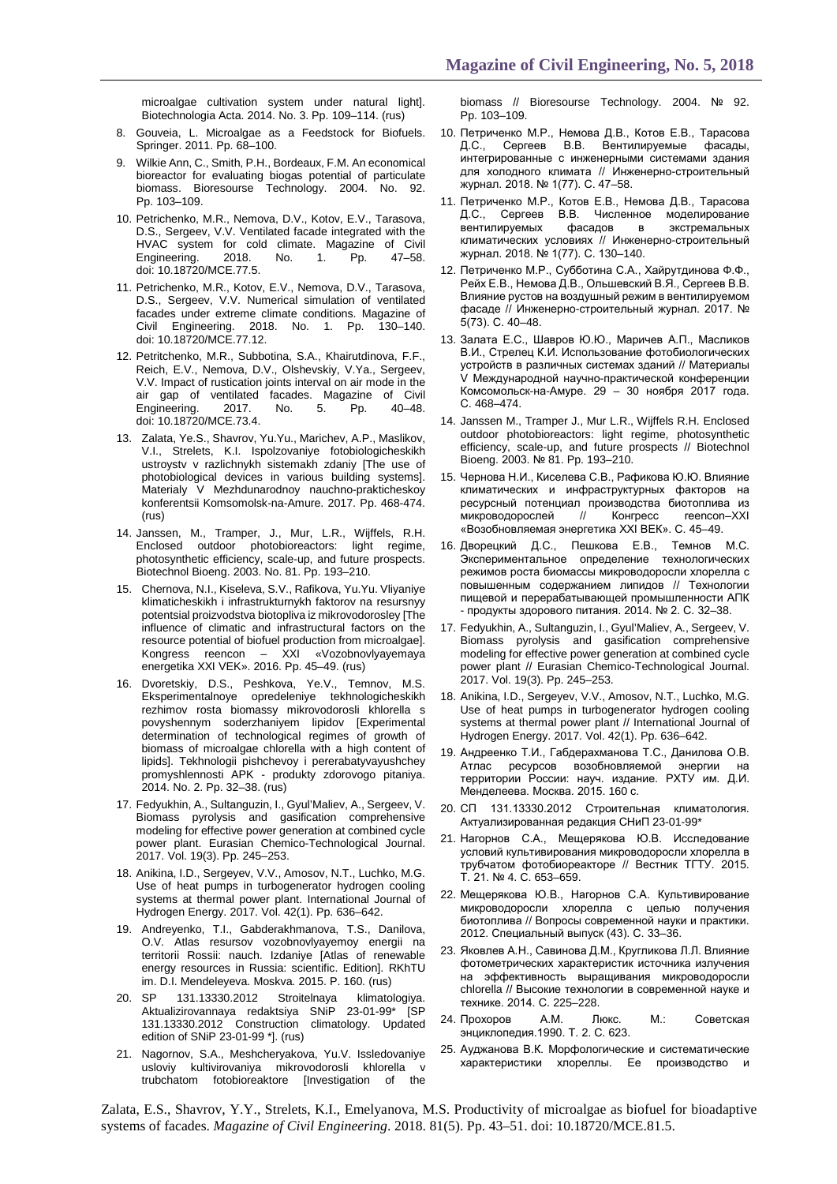microalgae cultivation system under natural light]. Biotechnologia Acta. 2014. No. 3. Pp. 109–114. (rus)

8. Gouveia, L. Microalgae as a Feedstock for Biofuels. Springer. 2011. Pp. 68–100.
9. Wilkie Ann, C., Smith, P.H., Bordeaux, F.M. An economical bioreactor for evaluating biogas potential of particulate biomass. Bioresourse Technology. 2004. No. 92. Pp. 103–109.
10. Petrichenko, M.R., Nemova, D.V., Kotov, E.V., Tarasova, D.S., Sergeev, V.V. Ventilated facade integrated with the HVAC system for cold climate. Magazine of Civil Engineering. 2018. No. 1. Pp. 47–58. doi: 10.18720/MCE.77.5.
11. Petrichenko, M.R., Kotov, E.V., Nemova, D.V., Tarasova, D.S., Sergeev, V.V. Numerical simulation of ventilated facades under extreme climate conditions. Magazine of Civil Engineering. 2018. No. 1. Pp. 130–140. doi: 10.18720/MCE.77.12.
12. Petritchenko, M.R., Subbotina, S.A., Khairutdinova, F.F., Reich, E.V., Nemova, D.V., Olshevskiy, V.Ya., Sergeev, V.V. Impact of rustication joints interval on air mode in the air gap of ventilated facades. Magazine of Civil Engineering. 2017. No. 5. Pp. 40–48. doi: 10.18720/MCE.73.4.
13. Zalata, Ye.S., Shavrov, Yu.Yu., Marichev, A.P., Maslikov, V.I., Strelets, K.I. Ispolzovaniye fotobiologicheskikh ustroystv v razlichnykh sistemakh zdaniy [The use of photobiological devices in various building systems]. Materialy V Mezhdunarodnoy nauchno-prakticheskoy konferentsii Komsomolsk-na-Amure. 2017. Pp. 468-474. (rus)
14. Janssen, M., Tramper, J., Mur, L.R., Wijffels, R.H. Enclosed outdoor photobioreactors: light regime, photosynthetic efficiency, scale-up, and future prospects. Biotechnol Bioeng. 2003. No. 81. Pp. 193–210.
15. Chernova, N.I., Kiseleva, S.V., Rafikova, Yu.Yu. Vliyaniye klimaticheskikh i infrastrukturnykh faktorov na resursnyy potentsial proizvodstva biotopliva iz mikrovodorosley [The influence of climatic and infrastructural factors on the resource potential of biofuel production from microalgae]. Kongress reencon – XXI «Vozobnovlyayemaya energetika XXI VEK». 2016. Pp. 45–49. (rus)
16. Dvoretskiy, D.S., Peshkova, Ye.V., Temnov, M.S. Eksperimentalnoye opredeleniye tekhnologicheskikh rezhimov rosta biomassy mikrovodorosli khlorella s povyshennym soderzhaniyem lipidov [Experimental determination of technological regimes of growth of biomass of microalgae chlorella with a high content of lipids]. Tekhnologii pishchevoy i pererabatyvayushchey promyshlennosti APK - produkty zdorovogo pitaniya. 2014. No. 2. Pp. 32–38. (rus)
17. Fedyukhin, A., Sultanguzin, I., Gyul'Maliev, A., Sergeev, V. Biomass pyrolysis and gasification comprehensive modeling for effective power generation at combined cycle power plant. Eurasian Chemico-Technological Journal. 2017. Vol. 19(3). Pp. 245–253.
18. Anikina, I.D., Sergeyev, V.V., Amosov, N.T., Luchko, M.G. Use of heat pumps in turbogenerator hydrogen cooling systems at thermal power plant. International Journal of Hydrogen Energy. 2017. Vol. 42(1). Pp. 636–642.
19. Andreyenko, T.I., Gabderakhmanova, T.S., Danilova, O.V. Atlas resursov vozobnovlyayemoy energii na territorii Rossii: nauch. Izdaniye [Atlas of renewable energy resources in Russia: scientific. Edition]. RKhTU im. D.I. Mendeleyeva. Moskva. 2015. P. 160. (rus)
20. SP 131.13330.2012 Stroitelnaya klimatologiya. Aktualizirovannaya redaktsiya SNiP 23-01-99* [SP 131.13330.2012 Construction climatology. Updated edition of SNiP 23-01-99 *]. (rus)
21. Nagornov, S.A., Meshcheryakova, Yu.V. Issledovaniye usloviy kultivirovaniya mikrovodorosli khlorella v trubchatom fotobioreaktore [Investigation of the

biomass // Bioresourse Technology. 2004. № 92. Pp. 103–109.

10. Петриченко М.Р., Немова Д.В., Котов Е.В., Тарасова Д.С., Сергеев В.В. Вентилируемые фасады, интегрированные с инженерными системами здания для холодного климата // Инженерно-строительный журнал. 2018. № 1(77). С. 47–58.
11. Петриченко М.Р., Котов Е.В., Немова Д.В., Тарасова Д.С., Сергеев В.В. Численное моделирование вентилируемых фасадов в экстремальных климатических условиях // Инженерно-строительный журнал. 2018. № 1(77). С. 130–140.
12. Петриченко М.Р., Субботина С.А., Хайрутдинова Ф.Ф., Рейх Е.В., Немова Д.В., Ольшевский В.Я., Сергеев В.В. Влияние рустов на воздушный режим в вентилируемом фасаде // Инженерно-строительный журнал. 2017. № 5(73). С. 40–48.
13. Залата Е.С., Шавров Ю.Ю., Маричев А.П., Масликов В.И., Стрелец К.И. Использование фотобиологических устройств в различных системах зданий // Материалы V Международной научно-практической конференции Комсомольск-на-Амуре. 29 – 30 ноября 2017 года. С. 468–474.
14. Janssen M., Tramper J., Mur L.R., Wijffels R.H. Enclosed outdoor photobioreactors: light regime, photosynthetic efficiency, scale-up, and future prospects // Biotechnol Bioeng. 2003. № 81. Pp. 193–210.
15. Чернова Н.И., Киселева С.В., Рафикова Ю.Ю. Влияние климатических и инфраструктурных факторов на ресурсный потенциал производства биотоплива из микроводорослей // Конгресс reencon–XXI «Возобновляемая энергетика XXI ВЕК». С. 45–49.
16. Дворецкий Д.С., Пешкова Е.В., Темнов М.С. Экспериментальное определение технологических режимов роста биомассы микроводоросли хлорелла с повышенным содержанием липидов // Технологии пищевой и перерабатывающей промышленности АПК - продукты здорового питания. 2014. № 2. С. 32–38.
17. Fedyukhin, A., Sultanguzin, I., Gyul'Maliev, A., Sergeev, V. Biomass pyrolysis and gasification comprehensive modeling for effective power generation at combined cycle power plant // Eurasian Chemico-Technological Journal. 2017. Vol. 19(3). Pp. 245–253.
18. Anikina, I.D., Sergeyev, V.V., Amosov, N.T., Luchko, M.G. Use of heat pumps in turbogenerator hydrogen cooling systems at thermal power plant // International Journal of Hydrogen Energy. 2017. Vol. 42(1). Pp. 636–642.
19. Андреенко Т.И., Габдерахманова Т.С., Данилова О.В. Атлас ресурсов возобновляемой энергии на территории России: науч. издание. РХТУ им. Д.И. Менделеева. Москва. 2015. 160 с.
20. СП 131.13330.2012 Строительная климатология. Актуализированная редакция СНиП 23-01-99*
21. Нагорнов С.А., Мещерякова Ю.В. Исследование условий культивирования микроводоросли хлорелла в трубчатом фотобиореакторе // Вестник ТГТУ. 2015. Т. 21. № 4. С. 653–659.
22. Мещерякова Ю.В., Нагорнов С.А. Культивирование микроводоросли хлорелла с целью получения биотоплива // Вопросы современной науки и практики. 2012. Специальный выпуск (43). С. 33–36.
23. Яковлев А.Н., Савинова Д.М., Кругликова Л.Л. Влияние фотометрических характеристик источника излучения на эффективность выращивания микроводоросли chlorella // Высокие технологии в современной науке и технике. 2014. С. 225–228.
24. Прохоров А.М. Люкс. М.: Советская энциклопедия.1990. Т. 2. С. 623.
25. Ауджанова В.К. Морфологические и систематические характеристики хлореллы. Ее производство и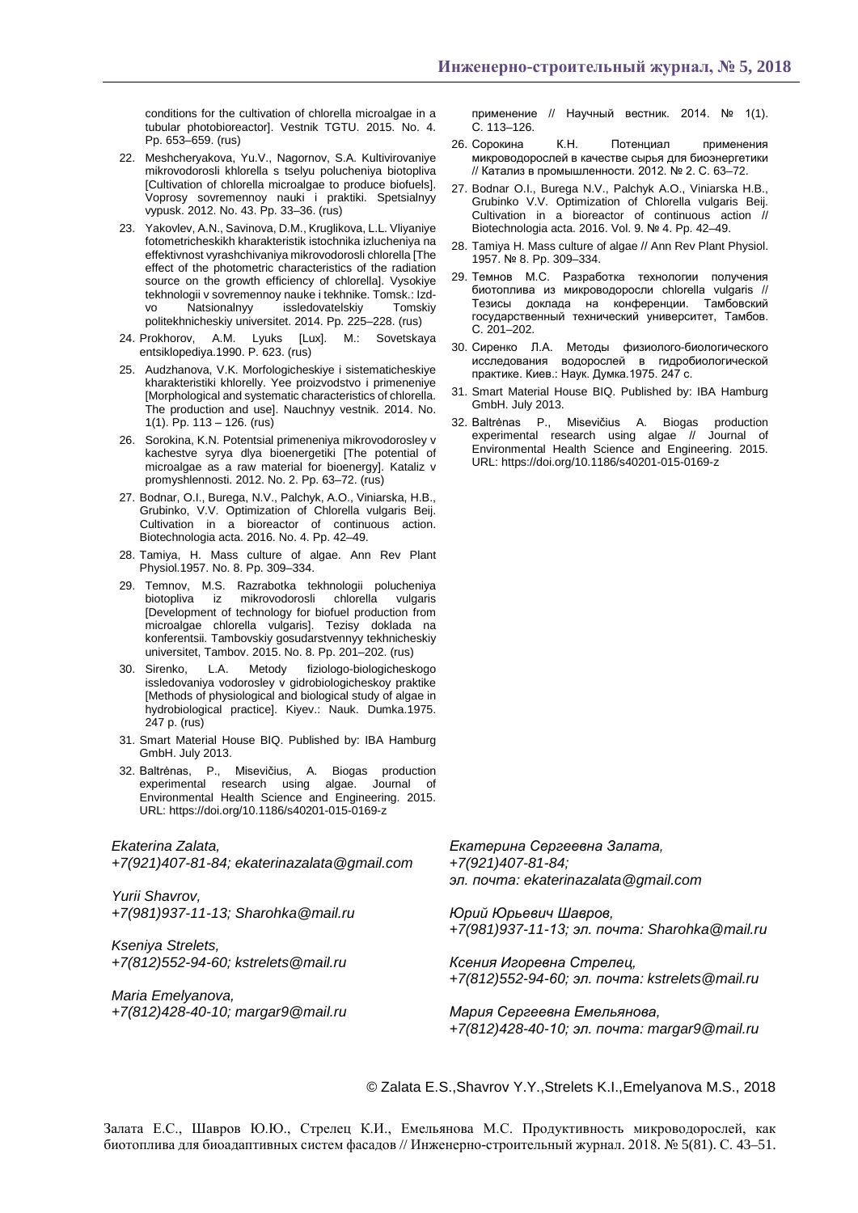conditions for the cultivation of chlorella microalgae in a tubular photobioreactor]. Vestnik TGTU. 2015. No. 4. Pp. 653–659. (rus)

22. Meshcheryakova, Yu.V., Nagornov, S.A. Kultivirovaniye mikrovodorosli khlorella s tselyu polucheniya biotopliva [Cultivation of chlorella microalgae to produce biofuels]. Voprosy sovremennoy nauki i praktiki. Spetsialnyy vypusk. 2012. No. 43. Pp. 33–36. (rus)
23. Yakovlev, A.N., Savinova, D.M., Kruglikova, L.L. Vliyaniye fotometricheskikh kharakteristik istochnika izlucheniya na effektivnost vyrashchivaniya mikrovodorosli chlorella [The effect of the photometric characteristics of the radiation source on the growth efficiency of chlorella]. Vysokiye tekhnologii v sovremennoy nauke i tekhnike. Tomsk.: Izd-vo Natsionalnyy issledovatelskiy Tomskiy politekhnicheskiy universitet. 2014. Pp. 225–228. (rus)
24. Prokhorov, A.M. Lyuks [Lux]. M.: Sovetskaya entsiklopediya.1990. P. 623. (rus)
25. Audzhanova, V.K. Morfologicheskiye i sistematicheskiye kharakteristiki khlorelly. Yee proizvodstvo i primeneniye [Morphological and systematic characteristics of chlorella. The production and use]. Nauchnyy vestnik. 2014. No. 1(1). Pp. 113 – 126. (rus)
26. Sorokina, K.N. Potentsial primeneniya mikrovodorosley v kachestve syrya dlya bioenergetiki [The potential of microalgae as a raw material for bioenergy]. Kataliz v promyshlennosti. 2012. No. 2. Pp. 63–72. (rus)
27. Bodnar, O.I., Burega, N.V., Palchyk, A.O., Viniarska, H.B., Grubinko, V.V. Optimization of Chlorella vulgaris Beij. Cultivation in a bioreactor of continuous action. Biotechnologia acta. 2016. No. 4. Pp. 42–49.
28. Tamiya, H. Mass culture of algae. Ann Rev Plant Physiol.1957. No. 8. Pp. 309–334.
29. Temnov, M.S. Razrabotka tekhnologii polucheniya biotopliva iz mikrovodorosli chlorella vulgaris [Development of technology for biofuel production from microalgae chlorella vulgaris]. Tezisy doklada na konferentsii. Tambovskiy gosudarstvennyy tekhnicheskiy universitet, Tambov. 2015. No. 8. Pp. 201–202. (rus)
30. Sirenko, L.A. Metody fiziologo-biologicheskogo issledovaniya vodorosley v gidrobiologicheskoy praktike [Methods of physiological and biological study of algae in hydrobiological practice]. Kiyev.: Nauk. Dumka.1975. 247 p. (rus)
31. Smart Material House BIQ. Published by: IBA Hamburg GmbH. July 2013.
32. Baltrėnas, P., Misevičius, A. Biogas production experimental research using algae. Journal of Environmental Health Science and Engineering. 2015. URL: https://doi.org/10.1186/s40201-015-0169-z

применение // Научный вестник. 2014. № 1(1). С. 113–126.

26. Сорокина К.Н. Потенциал применения микроводорослей в качестве сырья для биоэнергетики // Катализ в промышленности. 2012. № 2. С. 63–72.
27. Bodnar O.I., Burega N.V., Palchyk A.O., Viniarska H.B., Grubinko V.V. Optimization of Chlorella vulgaris Beij. Cultivation in a bioreactor of continuous action // Biotechnologia acta. 2016. Vol. 9. № 4. Pp. 42–49.
28. Tamiya H. Mass culture of algae // Ann Rev Plant Physiol. 1957. № 8. Pp. 309–334.
29. Темнов М.С. Разработка технологии получения биотоплива из микроводоросли chlorella vulgaris // Тезисы доклада на конференции. Тамбовский государственный технический университет, Тамбов. С. 201–202.
30. Сиренко Л.А. Методы физиолого-биологического исследования водорослей в гидробиологической практике. Киев.: Наук. Думка.1975. 247 с.
31. Smart Material House BIQ. Published by: IBA Hamburg GmbH. July 2013.
32. Baltrėnas P., Misevičius A. Biogas production experimental research using algae // Journal of Environmental Health Science and Engineering. 2015. URL: https://doi.org/10.1186/s40201-015-0169-z

*Ekaterina Zalata,*
*+7(921)407-81-84; ekaterinazalata@gmail.com*

*Yurii Shavrov,*
*+7(981)937-11-13; Sharohka@mail.ru*

*Kseniya Strelets,*
*+7(812)552-94-60; kstrelets@mail.ru*

*Maria Emelyanova,*
*+7(812)428-40-10; margar9@mail.ru*

*Екатерина Сергеевна Залата,*
*+7(921)407-81-84;*
*эл. почта: ekaterinazalata@gmail.com*

*Юрий Юрьевич Шавров,*
*+7(981)937-11-13; эл. почта: Sharohka@mail.ru*

*Ксения Игоревна Стрелец,*
*+7(812)552-94-60; эл. почта: kstrelets@mail.ru*

*Мария Сергеевна Емельянова,*
*+7(812)428-40-10; эл. почта: margar9@mail.ru*

© Zalata E.S.,Shavrov Y.Y.,Strelets K.I.,Emelyanova M.S., 2018

Залата Е.С., Шавров Ю.Ю., Стрелец К.И., Емельянова М.С. Продуктивность микроводорослей, как биотоплива для биоадаптивных систем фасадов // Инженерно-строительный журнал. 2018. № 5(81). С. 43–51.